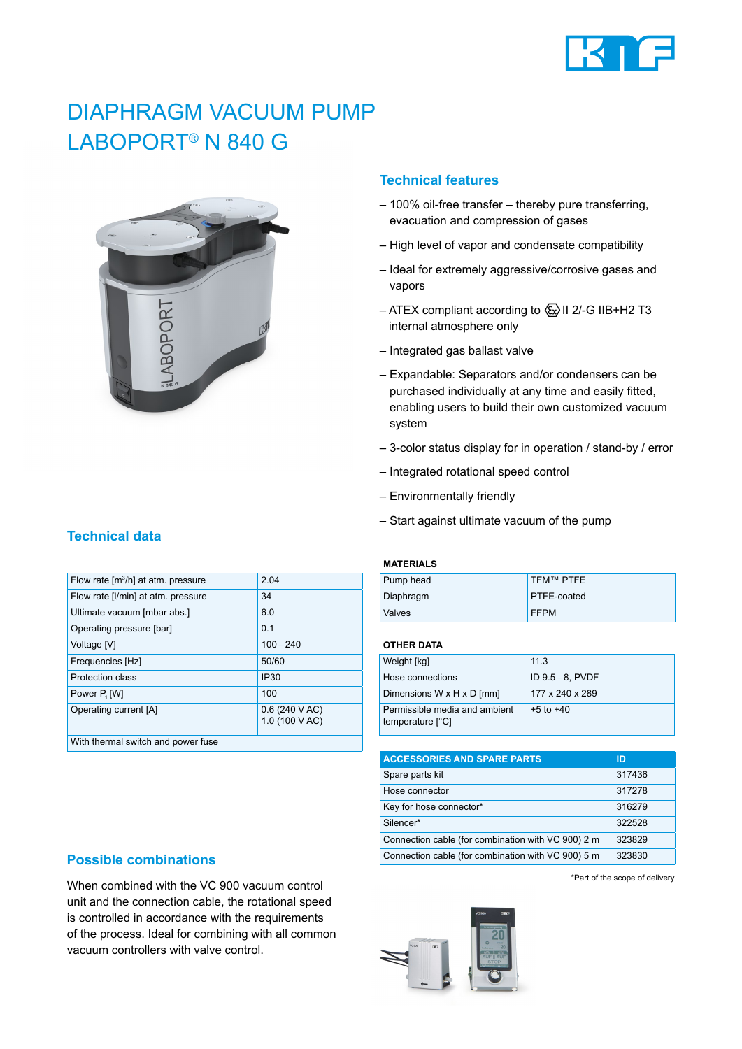# DIAPHRAGM VACUUM PUMP LABOPORT® N 840 G

## Technical features

– 100% oil-free transfer – thereby pure transferring, evacuation and compression of gases

– High level of vapor and condensate compatibility

– Ideal for extremely aggressive/corrosive gases and vapors

– ATEX compliant according to ⟨Ex⟩ II 2/-G IIB+H2 T3 internal atmosphere only

– Integrated gas ballast valve

– Expandable: Separators and/or condensers can be purchased individually at any time and easily fitted, enabling users to build their own customized vacuum system

– 3-color status display for in operation / stand-by / error

– Integrated rotational speed control

– Environmentally friendly

– Start against ultimate vacuum of the pump

## Technical data

| | |
|---|---|
| Flow rate [m³/h] at atm. pressure | 2.04 |
| Flow rate [l/min] at atm. pressure | 34 |
| Ultimate vacuum [mbar abs.] | 6.0 |
| Operating pressure [bar] | 0.1 |
| Voltage [V] | 100 – 240 |
| Frequencies [Hz] | 50/60 |
| Protection class | IP30 |
| Power $P_1$ [W] | 100 |
| Operating current [A] | 0.6 (240 V AC)<br>1.0 (100 V AC) |
| With thermal switch and power fuse | |

**MATERIALS**

| | |
|---|---|
| Pump head | TFM™ PTFE |
| Diaphragm | PTFE-coated |
| Valves | FFPM |

**OTHER DATA**

| | |
|---|---|
| Weight [kg] | 11.3 |
| Hose connections | ID 9.5 – 8, PVDF |
| Dimensions W x H x D [mm] | 177 x 240 x 289 |
| Permissible media and ambient temperature [°C] | +5 to +40 |

| ACCESSORIES AND SPARE PARTS | ID |
|---|---|
| Spare parts kit | 317436 |
| Hose connector | 317278 |
| Key for hose connector* | 316279 |
| Silencer* | 322528 |
| Connection cable (for combination with VC 900) 2 m | 323829 |
| Connection cable (for combination with VC 900) 5 m | 323830 |

*Part of the scope of delivery

## Possible combinations

When combined with the VC 900 vacuum control unit and the connection cable, the rotational speed is controlled in accordance with the requirements of the process. Ideal for combining with all common vacuum controllers with valve control.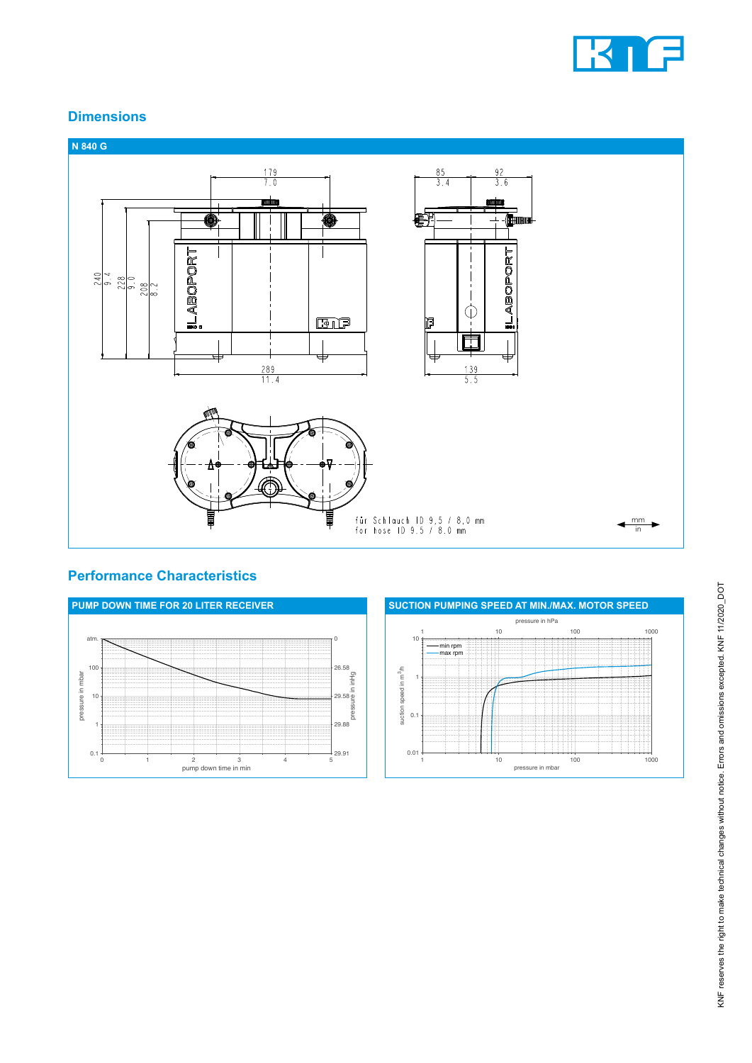## Dimensions

**N 840 G**

179
7.0

85
3.4

92
3.6

240
9.4

228
9.0

208
8.2

289
11.4

139
5.5

LABOPORT

für Schlauch ID 9,5 / 8,0 mm
for hose ID 9.5 / 8.0 mm

mm
in

## Performance Characteristics

**PUMP DOWN TIME FOR 20 LITER RECEIVER**

pressure in mbar
atm.
100
10
1
0.1

pressure in inHg
0
26.58
29.58
29.88
29.91

0 1 2 3 4 5
pump down time in min

**SUCTION PUMPING SPEED AT MIN./MAX. MOTOR SPEED**

pressure in hPa
1 10 100 1000

suction speed in $m^3/h$
10
1
0.1
0.01

min rpm
max rpm

1 10 100 1000
pressure in mbar

KNF reserves the right to make technical changes without notice. Errors and omissions excepted. KNF 11/2020_DOT